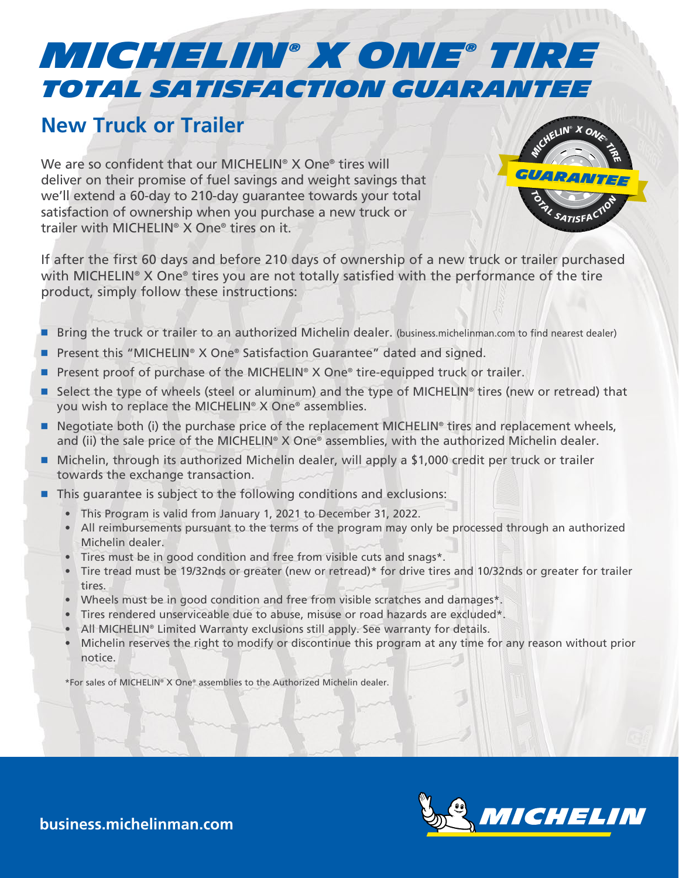# MICHELIN® X ONE® TIRE
## TOTAL SATISFACTION GUARANTEE

## New Truck or Trailer

We are so confident that our MICHELIN® X One® tires will deliver on their promise of fuel savings and weight savings that we'll extend a 60-day to 210-day guarantee towards your total satisfaction of ownership when you purchase a new truck or trailer with MICHELIN® X One® tires on it.

If after the first 60 days and before 210 days of ownership of a new truck or trailer purchased with MICHELIN® X One® tires you are not totally satisfied with the performance of the tire product, simply follow these instructions:

- Bring the truck or trailer to an authorized Michelin dealer. (business.michelinman.com to find nearest dealer)
- Present this "MICHELIN® X One® Satisfaction Guarantee" dated and signed.
- Present proof of purchase of the MICHELIN® X One® tire-equipped truck or trailer.
- Select the type of wheels (steel or aluminum) and the type of MICHELIN® tires (new or retread) that you wish to replace the MICHELIN® X One® assemblies.
- Negotiate both (i) the purchase price of the replacement MICHELIN® tires and replacement wheels, and (ii) the sale price of the MICHELIN® X One® assemblies, with the authorized Michelin dealer.
- Michelin, through its authorized Michelin dealer, will apply a $1,000 credit per truck or trailer towards the exchange transaction.
- This guarantee is subject to the following conditions and exclusions:
  - This Program is valid from January 1, 2021 to December 31, 2022.
  - All reimbursements pursuant to the terms of the program may only be processed through an authorized Michelin dealer.
  - Tires must be in good condition and free from visible cuts and snags*.
  - Tire tread must be 19/32nds or greater (new or retread)* for drive tires and 10/32nds or greater for trailer tires.
  - Wheels must be in good condition and free from visible scratches and damages*.
  - Tires rendered unserviceable due to abuse, misuse or road hazards are excluded*.
  - All MICHELIN® Limited Warranty exclusions still apply. See warranty for details.
  - Michelin reserves the right to modify or discontinue this program at any time for any reason without prior notice.

*For sales of MICHELIN® X One® assemblies to the Authorized Michelin dealer.

business.michelinman.com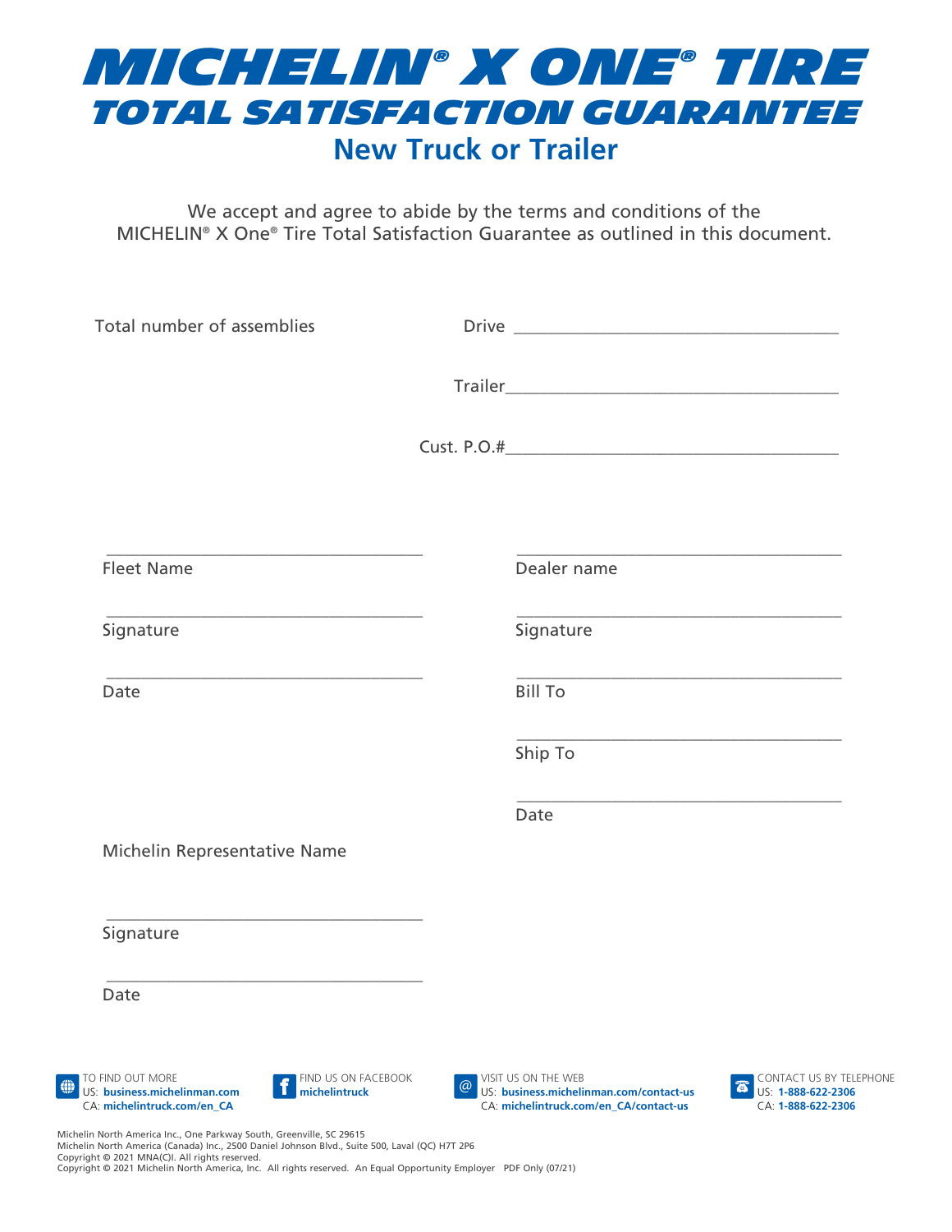# MICHELIN® X ONE® TIRE

## TOTAL SATISFACTION GUARANTEE

### New Truck or Trailer

We accept and agree to abide by the terms and conditions of the MICHELIN® X One® Tire Total Satisfaction Guarantee as outlined in this document.

Total number of assemblies

Drive ______________________________

Trailer______________________________

Cust. P.O.#______________________________

______________________________
Fleet Name

______________________________
Signature

______________________________
Date

______________________________
Dealer name

______________________________
Signature

______________________________
Bill To

______________________________
Ship To

______________________________
Date

Michelin Representative Name

______________________________
Signature

______________________________
Date

TO FIND OUT MORE
US: **business.michelinman.com**
CA: **michelintruck.com/en_CA**

FIND US ON FACEBOOK
**michelintruck**

VISIT US ON THE WEB
US: **business.michelinman.com/contact-us**
CA: **michelintruck.com/en_CA/contact-us**

CONTACT US BY TELEPHONE
US: **1-888-622-2306**
CA: **1-888-622-2306**

Michelin North America Inc., One Parkway South, Greenville, SC 29615
Michelin North America (Canada) Inc., 2500 Daniel Johnson Blvd., Suite 500, Laval (QC) H7T 2P6
Copyright © 2021 MNA(C)I. All rights reserved.
Copyright © 2021 Michelin North America, Inc. All rights reserved. An Equal Opportunity Employer PDF Only (07/21)